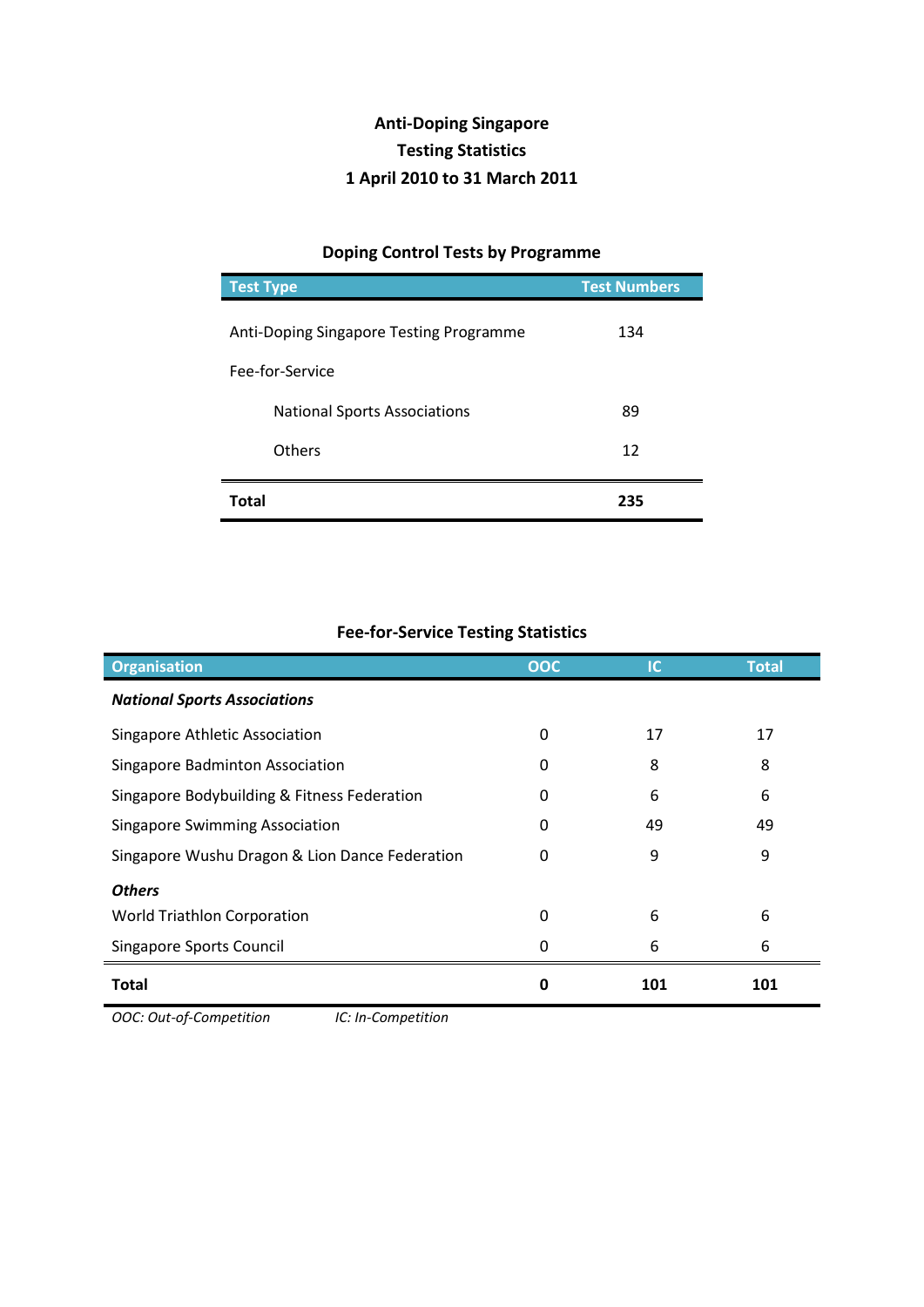# Anti-Doping Singapore
## Testing Statistics
## 1 April 2010 to 31 March 2011

### Doping Control Tests by Programme

| Test Type | Test Numbers |
|---|---|
| Anti-Doping Singapore Testing Programme | 134 |
| Fee-for-Service | |
| National Sports Associations | 89 |
| Others | 12 |
| **Total** | **235** |

### Fee-for-Service Testing Statistics

| Organisation | OOC | IC | Total |
|---|---|---|---|
| ***National Sports Associations*** | | | |
| Singapore Athletic Association | 0 | 17 | 17 |
| Singapore Badminton Association | 0 | 8 | 8 |
| Singapore Bodybuilding & Fitness Federation | 0 | 6 | 6 |
| Singapore Swimming Association | 0 | 49 | 49 |
| Singapore Wushu Dragon & Lion Dance Federation | 0 | 9 | 9 |
| ***Others*** | | | |
| World Triathlon Corporation | 0 | 6 | 6 |
| Singapore Sports Council | 0 | 6 | 6 |
| **Total** | **0** | **101** | **101** |

*OOC: Out-of-Competition* *IC: In-Competition*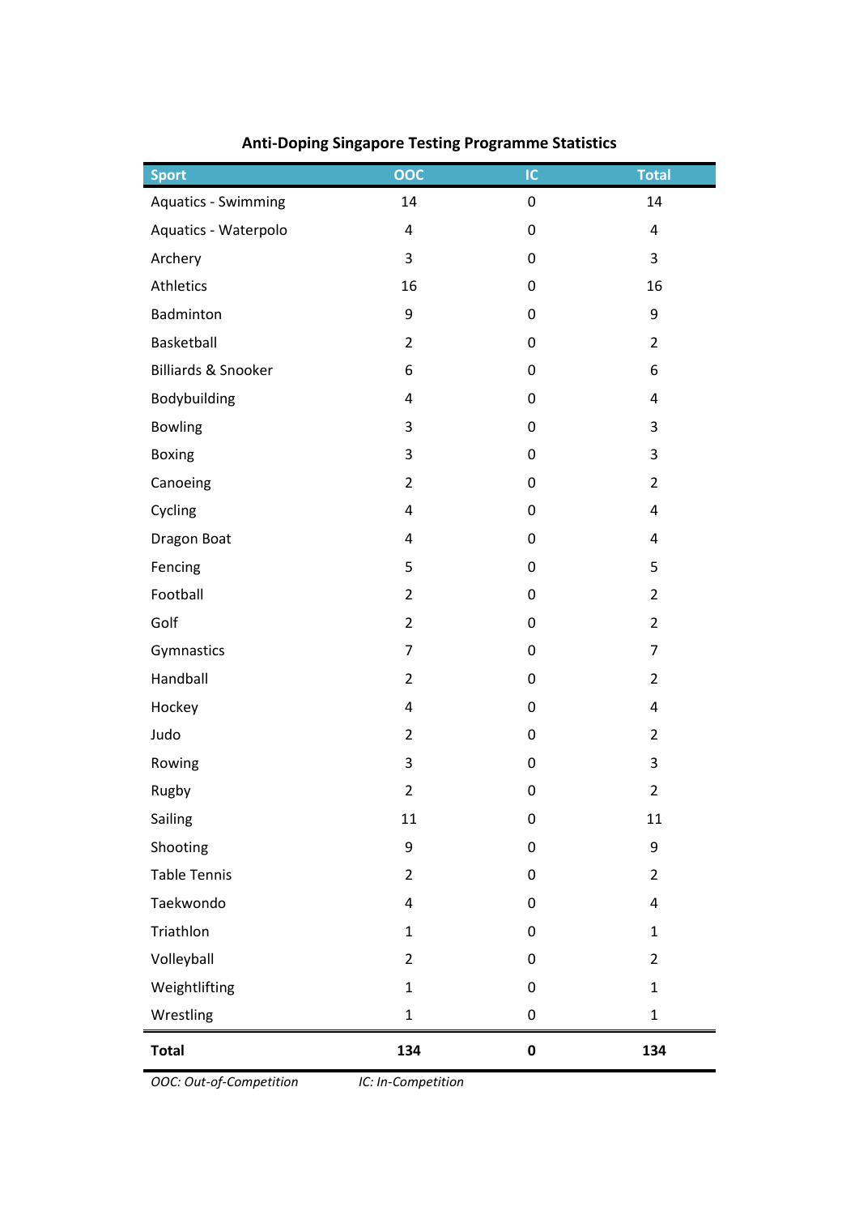## Anti-Doping Singapore Testing Programme Statistics

| Sport | OOC | IC | Total |
|---|---|---|---|
| Aquatics - Swimming | 14 | 0 | 14 |
| Aquatics - Waterpolo | 4 | 0 | 4 |
| Archery | 3 | 0 | 3 |
| Athletics | 16 | 0 | 16 |
| Badminton | 9 | 0 | 9 |
| Basketball | 2 | 0 | 2 |
| Billiards & Snooker | 6 | 0 | 6 |
| Bodybuilding | 4 | 0 | 4 |
| Bowling | 3 | 0 | 3 |
| Boxing | 3 | 0 | 3 |
| Canoeing | 2 | 0 | 2 |
| Cycling | 4 | 0 | 4 |
| Dragon Boat | 4 | 0 | 4 |
| Fencing | 5 | 0 | 5 |
| Football | 2 | 0 | 2 |
| Golf | 2 | 0 | 2 |
| Gymnastics | 7 | 0 | 7 |
| Handball | 2 | 0 | 2 |
| Hockey | 4 | 0 | 4 |
| Judo | 2 | 0 | 2 |
| Rowing | 3 | 0 | 3 |
| Rugby | 2 | 0 | 2 |
| Sailing | 11 | 0 | 11 |
| Shooting | 9 | 0 | 9 |
| Table Tennis | 2 | 0 | 2 |
| Taekwondo | 4 | 0 | 4 |
| Triathlon | 1 | 0 | 1 |
| Volleyball | 2 | 0 | 2 |
| Weightlifting | 1 | 0 | 1 |
| Wrestling | 1 | 0 | 1 |
| **Total** | **134** | **0** | **134** |

*OOC: Out-of-Competition* *IC: In-Competition*